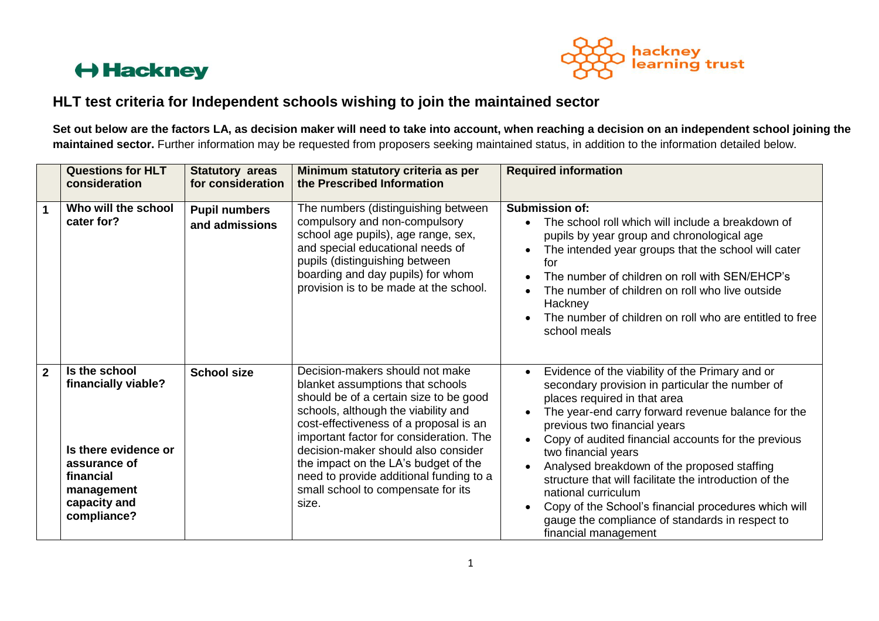# HLT test criteria for Independent schools wishing to join the maintained sector

**Set out below are the factors LA, as decision maker will need to take into account, when reaching a decision on an independent school joining the maintained sector.** Further information may be requested from proposers seeking maintained status, in addition to the information detailed below.

| | Questions for HLT consideration | Statutory areas for consideration | Minimum statutory criteria as per the Prescribed Information | Required information |
|---|---|---|---|---|
| 1 | **Who will the school cater for?** | **Pupil numbers and admissions** | The numbers (distinguishing between compulsory and non-compulsory school age pupils), age range, sex, and special educational needs of pupils (distinguishing between boarding and day pupils) for whom provision is to be made at the school. | **Submission of:**<br>• The school roll which will include a breakdown of pupils by year group and chronological age<br>• The intended year groups that the school will cater for<br>• The number of children on roll with SEN/EHCP's<br>• The number of children on roll who live outside Hackney<br>• The number of children on roll who are entitled to free school meals |
| 2 | **Is the school financially viable?**<br><br>**Is there evidence or assurance of financial management capacity and compliance?** | **School size** | Decision-makers should not make blanket assumptions that schools should be of a certain size to be good schools, although the viability and cost-effectiveness of a proposal is an important factor for consideration. The decision-maker should also consider the impact on the LA's budget of the need to provide additional funding to a small school to compensate for its size. | • Evidence of the viability of the Primary and or secondary provision in particular the number of places required in that area<br>• The year-end carry forward revenue balance for the previous two financial years<br>• Copy of audited financial accounts for the previous two financial years<br>• Analysed breakdown of the proposed staffing structure that will facilitate the introduction of the national curriculum<br>• Copy of the School's financial procedures which will gauge the compliance of standards in respect to financial management |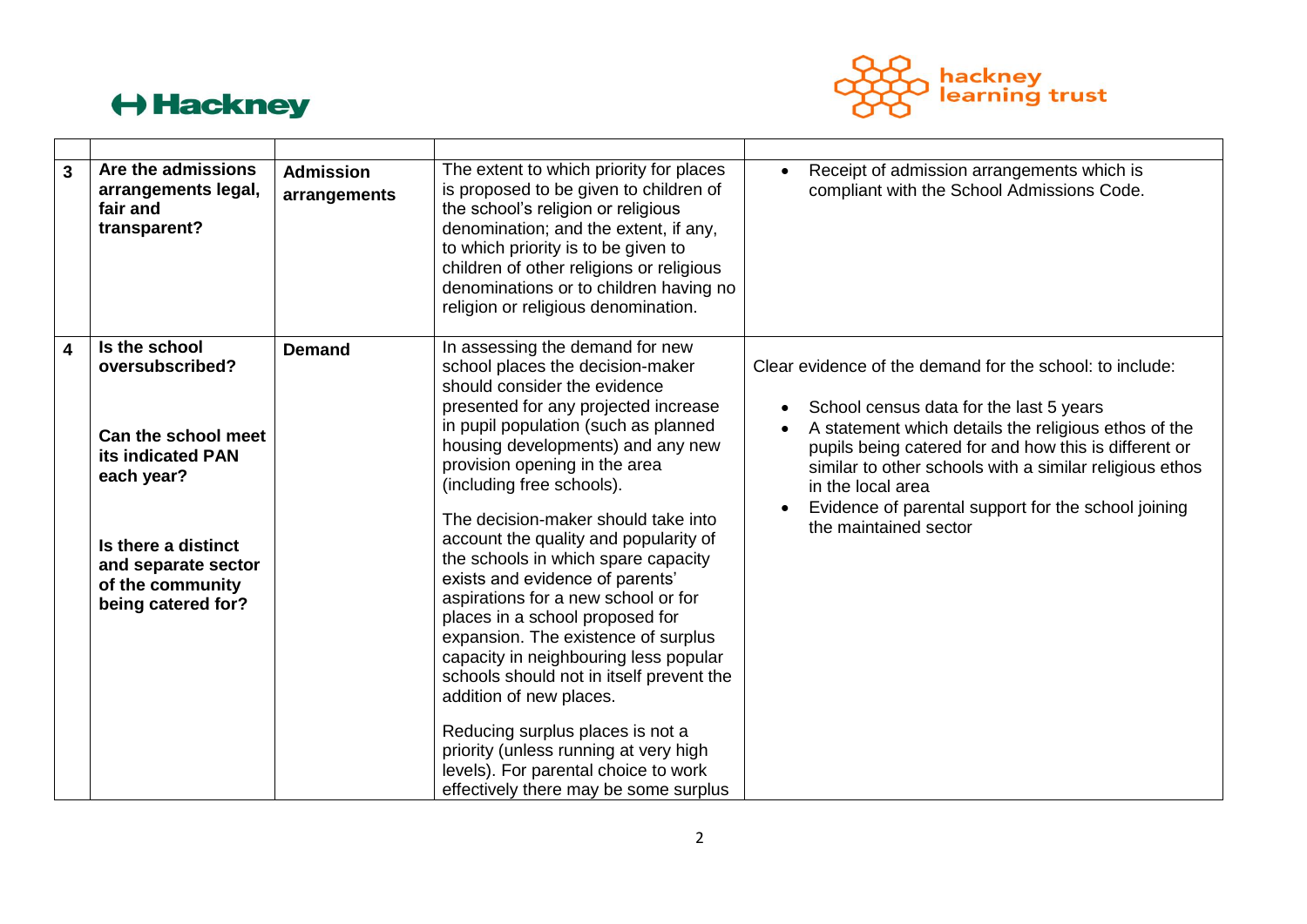| | | | | |
|---|---|---|---|---|
| **3** | **Are the admissions arrangements legal, fair and transparent?** | **Admission arrangements** | The extent to which priority for places is proposed to be given to children of the school's religion or religious denomination; and the extent, if any, to which priority is to be given to children of other religions or religious denominations or to children having no religion or religious denomination. | • Receipt of admission arrangements which is compliant with the School Admissions Code. |
| **4** | **Is the school oversubscribed?**<br><br>**Can the school meet its indicated PAN each year?**<br><br>**Is there a distinct and separate sector of the community being catered for?** | **Demand** | In assessing the demand for new school places the decision-maker should consider the evidence presented for any projected increase in pupil population (such as planned housing developments) and any new provision opening in the area (including free schools).<br><br>The decision-maker should take into account the quality and popularity of the schools in which spare capacity exists and evidence of parents' aspirations for a new school or for places in a school proposed for expansion. The existence of surplus capacity in neighbouring less popular schools should not in itself prevent the addition of new places.<br><br>Reducing surplus places is not a priority (unless running at very high levels). For parental choice to work effectively there may be some surplus | Clear evidence of the demand for the school: to include:<br><br>• School census data for the last 5 years<br>• A statement which details the religious ethos of the pupils being catered for and how this is different or similar to other schools with a similar religious ethos in the local area<br>• Evidence of parental support for the school joining the maintained sector |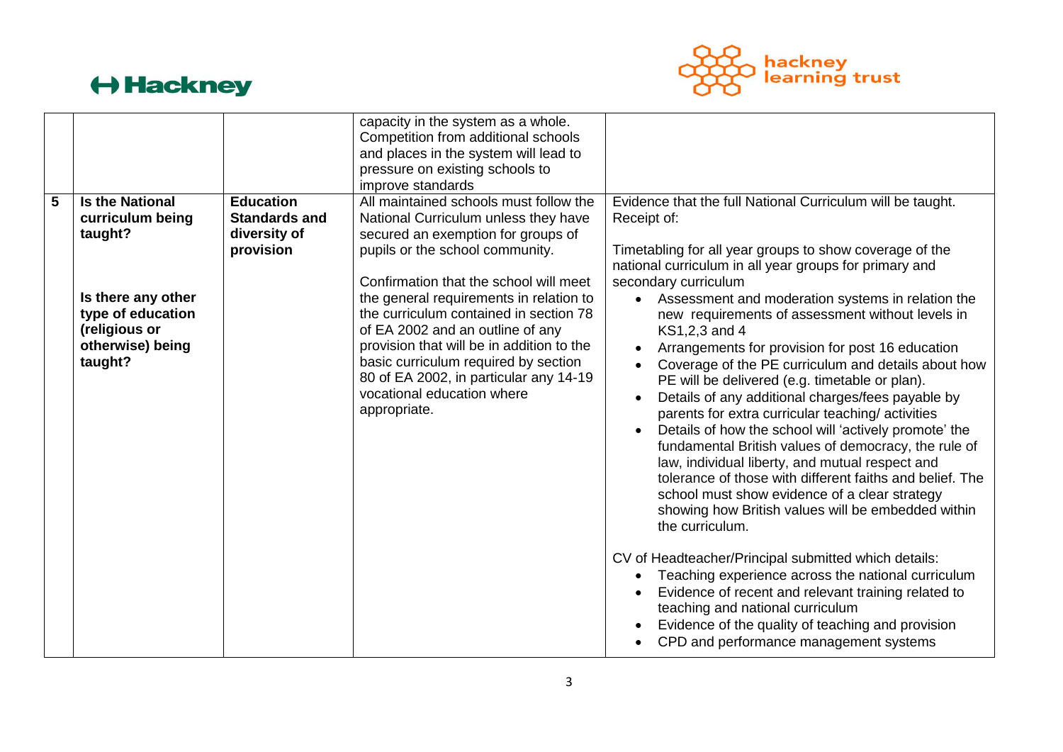| | | | | |
|---|---|---|---|---|
| | | | capacity in the system as a whole. Competition from additional schools and places in the system will lead to pressure on existing schools to improve standards | |
| 5 | **Is the National curriculum being taught?**<br><br>**Is there any other type of education (religious or otherwise) being taught?** | **Education Standards and diversity of provision** | All maintained schools must follow the National Curriculum unless they have secured an exemption for groups of pupils or the school community.<br><br>Confirmation that the school will meet the general requirements in relation to the curriculum contained in section 78 of EA 2002 and an outline of any provision that will be in addition to the basic curriculum required by section 80 of EA 2002, in particular any 14-19 vocational education where appropriate. | Evidence that the full National Curriculum will be taught. Receipt of:<br><br>Timetabling for all year groups to show coverage of the national curriculum in all year groups for primary and secondary curriculum<br>• Assessment and moderation systems in relation the new requirements of assessment without levels in KS1,2,3 and 4<br>• Arrangements for provision for post 16 education<br>• Coverage of the PE curriculum and details about how PE will be delivered (e.g. timetable or plan).<br>• Details of any additional charges/fees payable by parents for extra curricular teaching/ activities<br>• Details of how the school will 'actively promote' the fundamental British values of democracy, the rule of law, individual liberty, and mutual respect and tolerance of those with different faiths and belief. The school must show evidence of a clear strategy showing how British values will be embedded within the curriculum.<br><br>CV of Headteacher/Principal submitted which details:<br>• Teaching experience across the national curriculum<br>• Evidence of recent and relevant training related to teaching and national curriculum<br>• Evidence of the quality of teaching and provision<br>• CPD and performance management systems |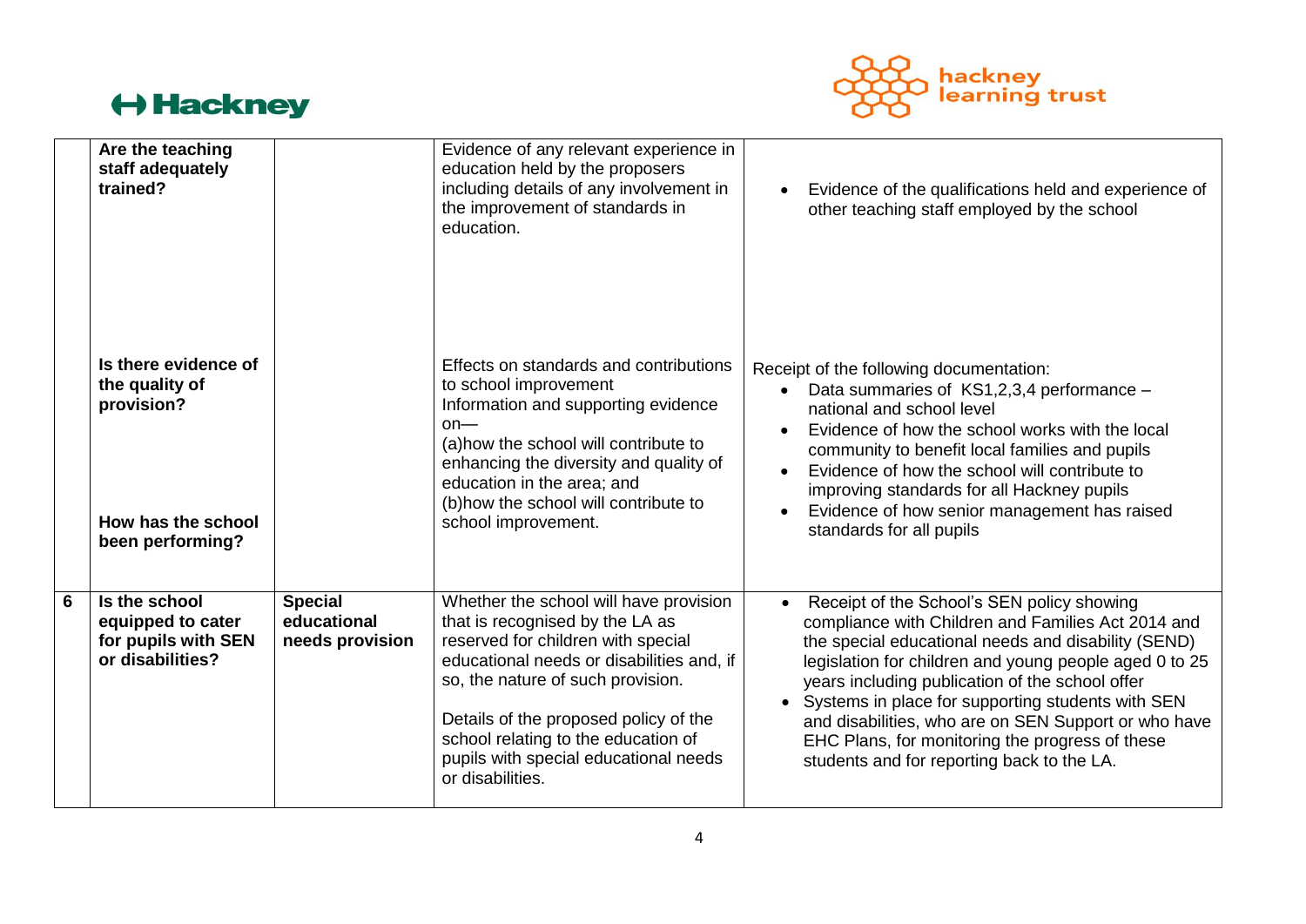| | | | | |
|---|---|---|---|---|
| | **Are the teaching staff adequately trained?** | | Evidence of any relevant experience in education held by the proposers including details of any involvement in the improvement of standards in education. | • Evidence of the qualifications held and experience of other teaching staff employed by the school |
| | **Is there evidence of the quality of provision?**<br><br>**How has the school been performing?** | | Effects on standards and contributions to school improvement<br>Information and supporting evidence on—<br>(a)how the school will contribute to enhancing the diversity and quality of education in the area; and<br>(b)how the school will contribute to school improvement. | Receipt of the following documentation:<br>• Data summaries of KS1,2,3,4 performance – national and school level<br>• Evidence of how the school works with the local community to benefit local families and pupils<br>• Evidence of how the school will contribute to improving standards for all Hackney pupils<br>• Evidence of how senior management has raised standards for all pupils |
| **6** | **Is the school equipped to cater for pupils with SEN or disabilities?** | **Special educational needs provision** | Whether the school will have provision that is recognised by the LA as reserved for children with special educational needs or disabilities and, if so, the nature of such provision.<br><br>Details of the proposed policy of the school relating to the education of pupils with special educational needs or disabilities. | • Receipt of the School's SEN policy showing compliance with Children and Families Act 2014 and the special educational needs and disability (SEND) legislation for children and young people aged 0 to 25 years including publication of the school offer<br>• Systems in place for supporting students with SEN and disabilities, who are on SEN Support or who have EHC Plans, for monitoring the progress of these students and for reporting back to the LA. |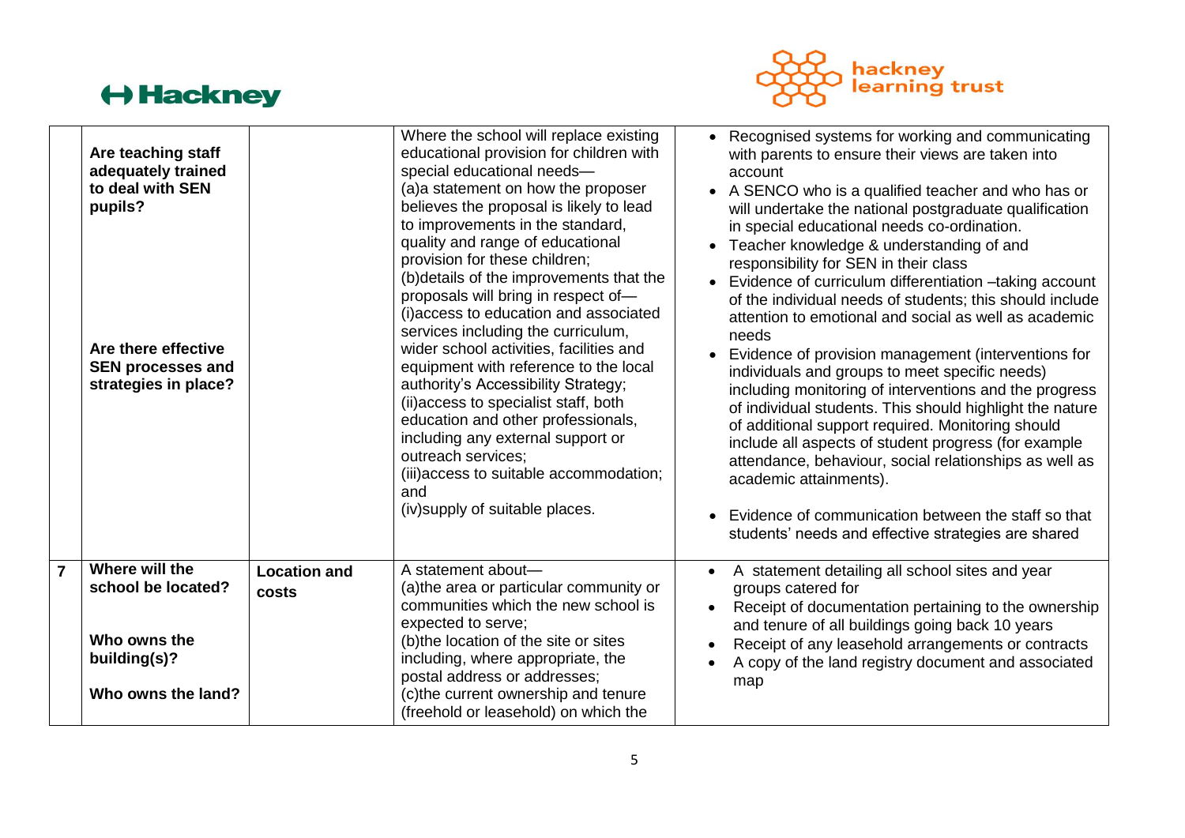| | | | | |
|---|---|---|---|---|
| | **Are teaching staff adequately trained to deal with SEN pupils?**<br><br>**Are there effective SEN processes and strategies in place?** | | Where the school will replace existing educational provision for children with special educational needs—<br>(a)a statement on how the proposer believes the proposal is likely to lead to improvements in the standard, quality and range of educational provision for these children;<br>(b)details of the improvements that the proposals will bring in respect of—<br>(i)access to education and associated services including the curriculum, wider school activities, facilities and equipment with reference to the local authority's Accessibility Strategy;<br>(ii)access to specialist staff, both education and other professionals, including any external support or outreach services;<br>(iii)access to suitable accommodation; and<br>(iv)supply of suitable places. | • Recognised systems for working and communicating with parents to ensure their views are taken into account<br>• A SENCO who is a qualified teacher and who has or will undertake the national postgraduate qualification in special educational needs co-ordination.<br>• Teacher knowledge & understanding of and responsibility for SEN in their class<br>• Evidence of curriculum differentiation –taking account of the individual needs of students; this should include attention to emotional and social as well as academic needs<br>• Evidence of provision management (interventions for individuals and groups to meet specific needs) including monitoring of interventions and the progress of individual students. This should highlight the nature of additional support required. Monitoring should include all aspects of student progress (for example attendance, behaviour, social relationships as well as academic attainments).<br>• Evidence of communication between the staff so that students' needs and effective strategies are shared |
| **7** | **Where will the school be located?**<br><br>**Who owns the building(s)?**<br><br>**Who owns the land?** | **Location and costs** | A statement about—<br>(a)the area or particular community or communities which the new school is expected to serve;<br>(b)the location of the site or sites including, where appropriate, the postal address or addresses;<br>(c)the current ownership and tenure (freehold or leasehold) on which the | • A statement detailing all school sites and year groups catered for<br>• Receipt of documentation pertaining to the ownership and tenure of all buildings going back 10 years<br>• Receipt of any leasehold arrangements or contracts<br>• A copy of the land registry document and associated map |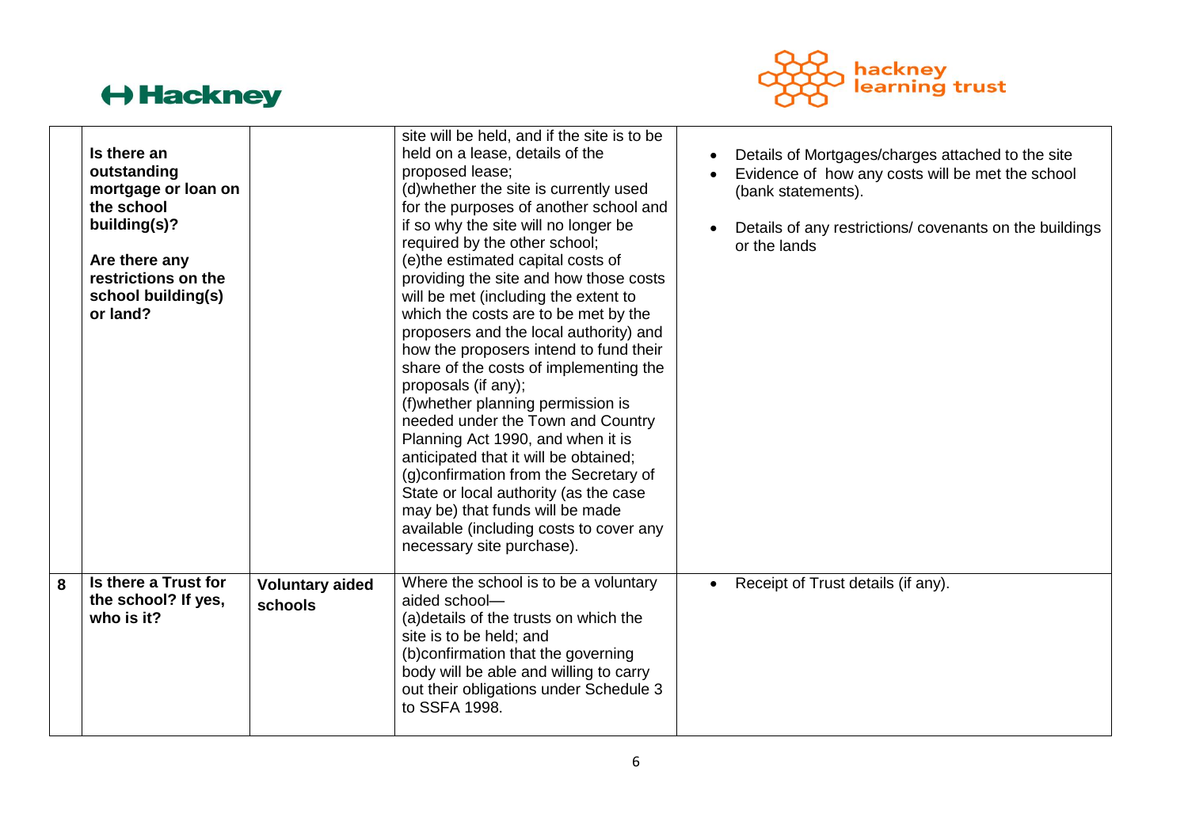| | | | | |
|---|---|---|---|---|
| | **Is there an outstanding mortgage or loan on the school building(s)?**<br><br>**Are there any restrictions on the school building(s) or land?** | | site will be held, and if the site is to be held on a lease, details of the proposed lease;<br>(d)whether the site is currently used for the purposes of another school and if so why the site will no longer be required by the other school;<br>(e)the estimated capital costs of providing the site and how those costs will be met (including the extent to which the costs are to be met by the proposers and the local authority) and how the proposers intend to fund their share of the costs of implementing the proposals (if any);<br>(f)whether planning permission is needed under the Town and Country Planning Act 1990, and when it is anticipated that it will be obtained;<br>(g)confirmation from the Secretary of State or local authority (as the case may be) that funds will be made available (including costs to cover any necessary site purchase). | • Details of Mortgages/charges attached to the site<br>• Evidence of how any costs will be met the school (bank statements).<br>• Details of any restrictions/ covenants on the buildings or the lands |
| **8** | **Is there a Trust for the school? If yes, who is it?** | **Voluntary aided schools** | Where the school is to be a voluntary aided school—<br>(a)details of the trusts on which the site is to be held; and<br>(b)confirmation that the governing body will be able and willing to carry out their obligations under Schedule 3 to SSFA 1998. | • Receipt of Trust details (if any). |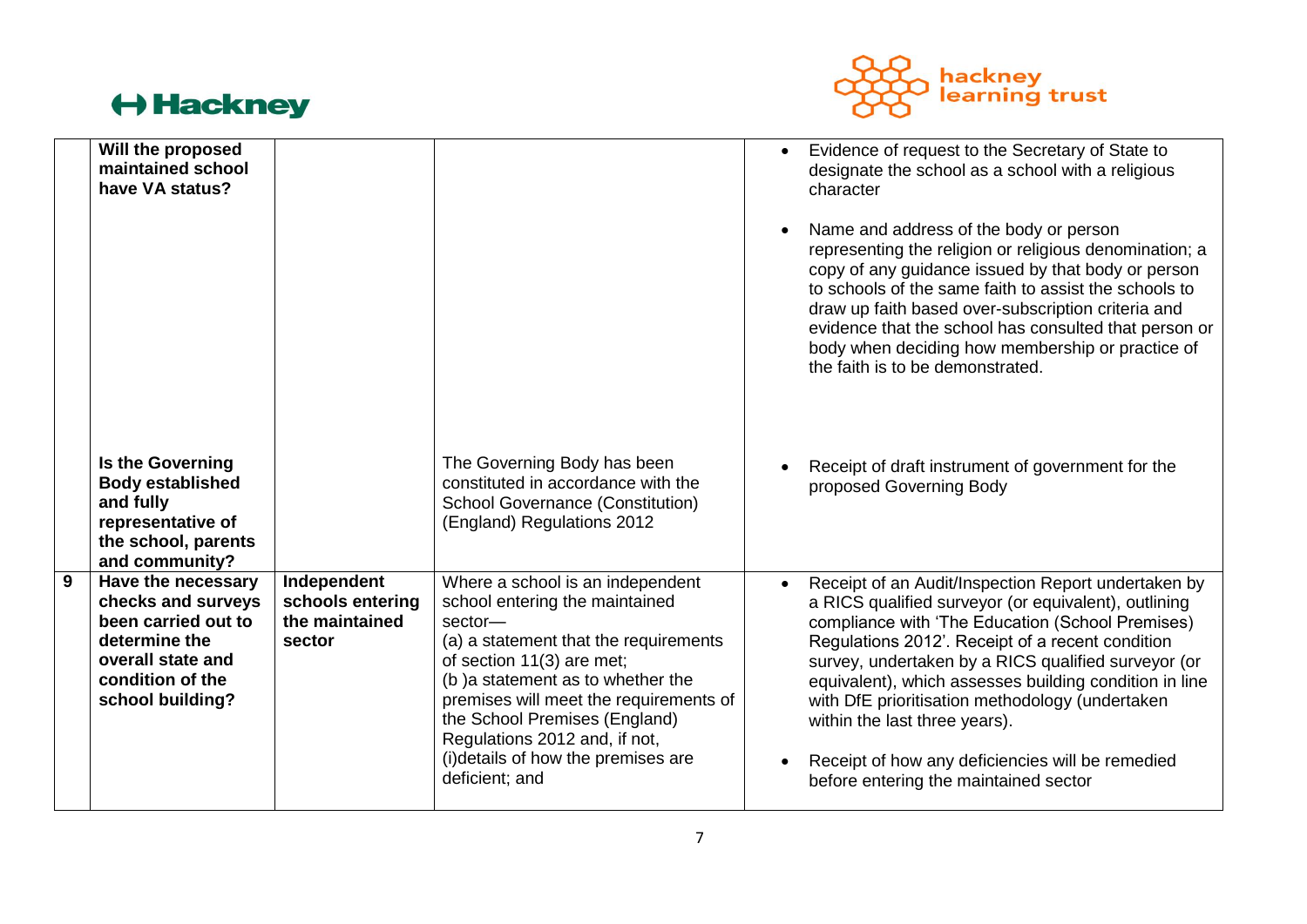| | | | | |
|---|---|---|---|---|
| | **Will the proposed maintained school have VA status?** | | | • Evidence of request to the Secretary of State to designate the school as a school with a religious character<br><br>• Name and address of the body or person representing the religion or religious denomination; a copy of any guidance issued by that body or person to schools of the same faith to assist the schools to draw up faith based over-subscription criteria and evidence that the school has consulted that person or body when deciding how membership or practice of the faith is to be demonstrated. |
| | **Is the Governing Body established and fully representative of the school, parents and community?** | | The Governing Body has been constituted in accordance with the School Governance (Constitution) (England) Regulations 2012 | • Receipt of draft instrument of government for the proposed Governing Body |
| **9** | **Have the necessary checks and surveys been carried out to determine the overall state and condition of the school building?** | **Independent schools entering the maintained sector** | Where a school is an independent school entering the maintained sector—<br>(a) a statement that the requirements of section 11(3) are met;<br>(b )a statement as to whether the premises will meet the requirements of the School Premises (England) Regulations 2012 and, if not,<br>(i)details of how the premises are deficient; and | • Receipt of an Audit/Inspection Report undertaken by a RICS qualified surveyor (or equivalent), outlining compliance with 'The Education (School Premises) Regulations 2012'. Receipt of a recent condition survey, undertaken by a RICS qualified surveyor (or equivalent), which assesses building condition in line with DfE prioritisation methodology (undertaken within the last three years).<br><br>• Receipt of how any deficiencies will be remedied before entering the maintained sector |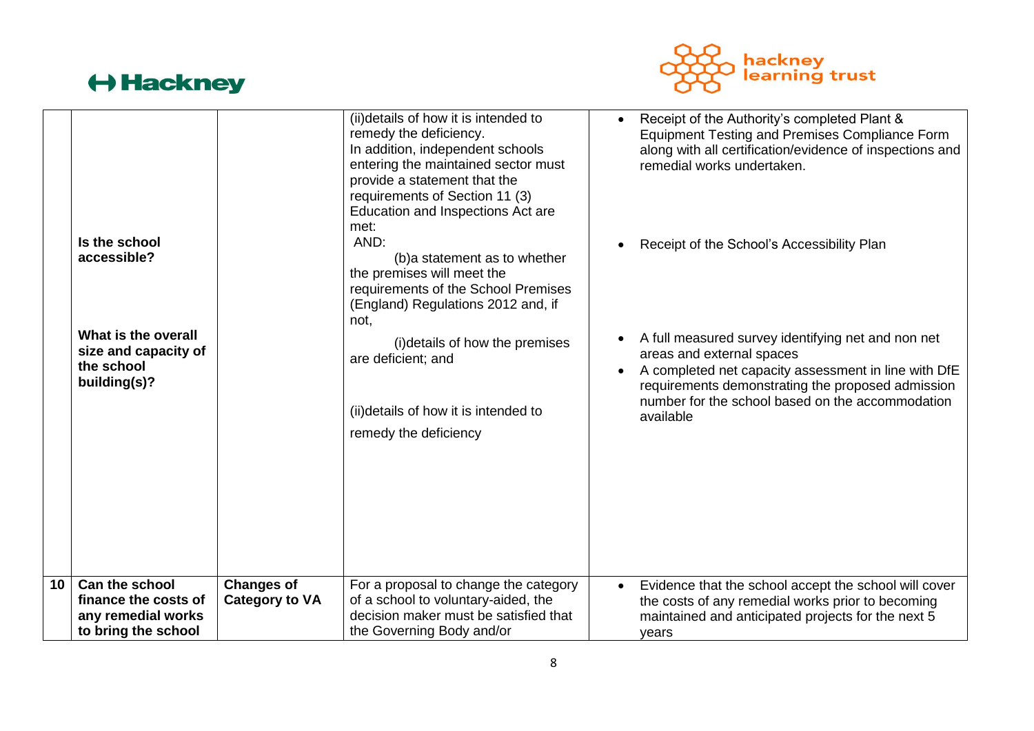| | | | | |
|---|---|---|---|---|
| | **Is the school accessible?**<br><br>**What is the overall size and capacity of the school building(s)?** | | (ii)details of how it is intended to remedy the deficiency.<br>In addition, independent schools entering the maintained sector must provide a statement that the requirements of Section 11 (3) Education and Inspections Act are met:<br>AND:<br>(b)a statement as to whether the premises will meet the requirements of the School Premises (England) Regulations 2012 and, if not,<br>(i)details of how the premises are deficient; and<br>(ii)details of how it is intended to remedy the deficiency | • Receipt of the Authority's completed Plant & Equipment Testing and Premises Compliance Form along with all certification/evidence of inspections and remedial works undertaken.<br>• Receipt of the School's Accessibility Plan<br>• A full measured survey identifying net and non net areas and external spaces<br>• A completed net capacity assessment in line with DfE requirements demonstrating the proposed admission number for the school based on the accommodation available |
| **10** | **Can the school finance the costs of any remedial works to bring the school** | **Changes of Category to VA** | For a proposal to change the category of a school to voluntary-aided, the decision maker must be satisfied that the Governing Body and/or | • Evidence that the school accept the school will cover the costs of any remedial works prior to becoming maintained and anticipated projects for the next 5 years |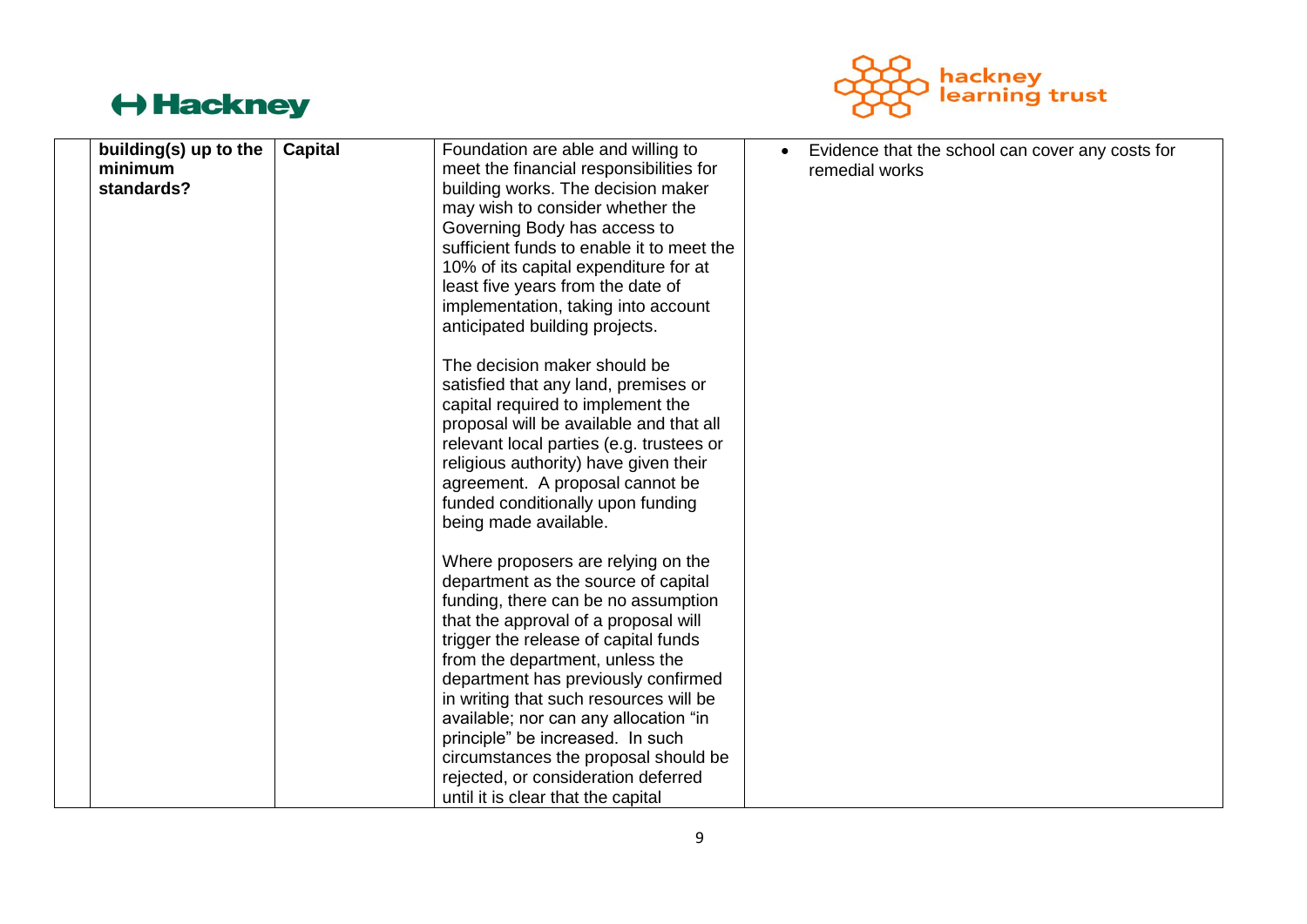|  | building(s) up to the minimum standards? | Capital | Foundation are able and willing to meet the financial responsibilities for building works. The decision maker may wish to consider whether the Governing Body has access to sufficient funds to enable it to meet the 10% of its capital expenditure for at least five years from the date of implementation, taking into account anticipated building projects.<br><br>The decision maker should be satisfied that any land, premises or capital required to implement the proposal will be available and that all relevant local parties (e.g. trustees or religious authority) have given their agreement. A proposal cannot be funded conditionally upon funding being made available.<br><br>Where proposers are relying on the department as the source of capital funding, there can be no assumption that the approval of a proposal will trigger the release of capital funds from the department, unless the department has previously confirmed in writing that such resources will be available; nor can any allocation "in principle" be increased. In such circumstances the proposal should be rejected, or consideration deferred until it is clear that the capital | • Evidence that the school can cover any costs for remedial works |
|---|---|---|---|---|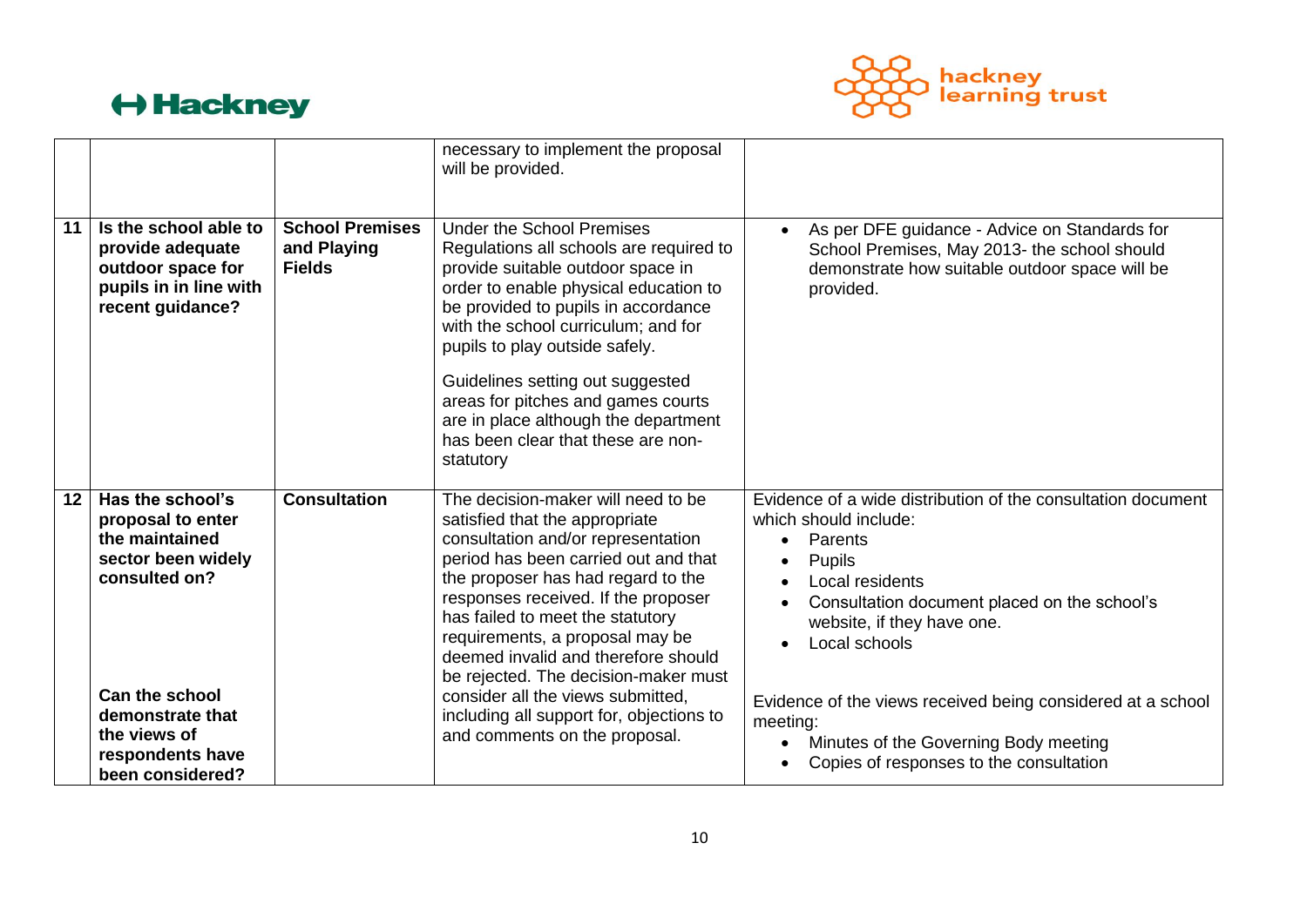| | | | | |
|---|---|---|---|---|
| | | | necessary to implement the proposal will be provided. | |
| **11** | **Is the school able to provide adequate outdoor space for pupils in in line with recent guidance?** | **School Premises and Playing Fields** | Under the School Premises Regulations all schools are required to provide suitable outdoor space in order to enable physical education to be provided to pupils in accordance with the school curriculum; and for pupils to play outside safely.<br><br>Guidelines setting out suggested areas for pitches and games courts are in place although the department has been clear that these are non-statutory | • As per DFE guidance - Advice on Standards for School Premises, May 2013- the school should demonstrate how suitable outdoor space will be provided. |
| **12** | **Has the school's proposal to enter the maintained sector been widely consulted on?**<br><br>**Can the school demonstrate that the views of respondents have been considered?** | **Consultation** | The decision-maker will need to be satisfied that the appropriate consultation and/or representation period has been carried out and that the proposer has had regard to the responses received. If the proposer has failed to meet the statutory requirements, a proposal may be deemed invalid and therefore should be rejected. The decision-maker must consider all the views submitted, including all support for, objections to and comments on the proposal. | Evidence of a wide distribution of the consultation document which should include:<br>• Parents<br>• Pupils<br>• Local residents<br>• Consultation document placed on the school's website, if they have one.<br>• Local schools<br><br>Evidence of the views received being considered at a school meeting:<br>• Minutes of the Governing Body meeting<br>• Copies of responses to the consultation |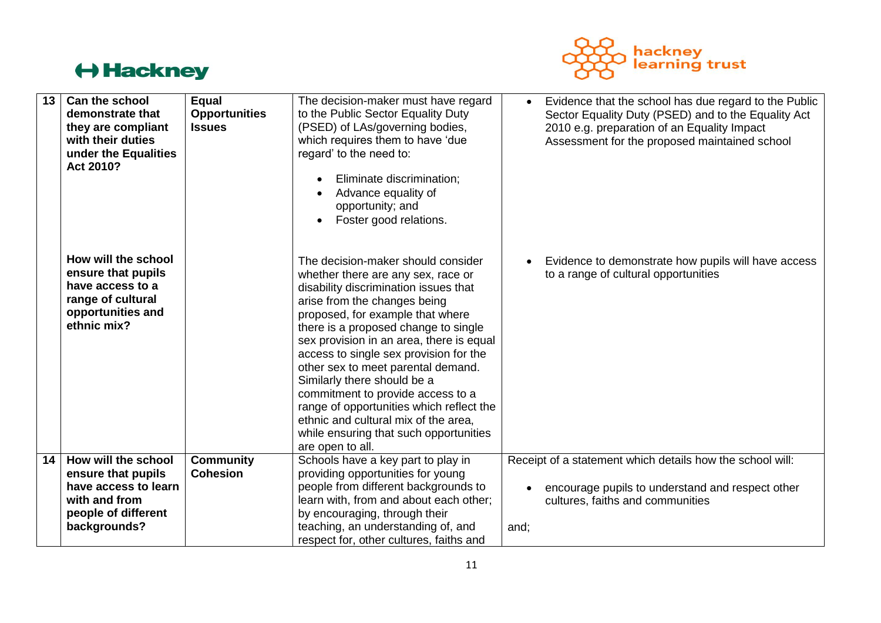| 13 | **Can the school demonstrate that they are compliant with their duties under the Equalities Act 2010?** | **Equal Opportunities Issues** | The decision-maker must have regard to the Public Sector Equality Duty (PSED) of LAs/governing bodies, which requires them to have 'due regard' to the need to:<br><br>• Eliminate discrimination;<br>• Advance equality of opportunity; and<br>• Foster good relations. | • Evidence that the school has due regard to the Public Sector Equality Duty (PSED) and to the Equality Act 2010 e.g. preparation of an Equality Impact Assessment for the proposed maintained school |
|---|---|---|---|---|
| | **How will the school ensure that pupils have access to a range of cultural opportunities and ethnic mix?** | | The decision-maker should consider whether there are any sex, race or disability discrimination issues that arise from the changes being proposed, for example that where there is a proposed change to single sex provision in an area, there is equal access to single sex provision for the other sex to meet parental demand. Similarly there should be a commitment to provide access to a range of opportunities which reflect the ethnic and cultural mix of the area, while ensuring that such opportunities are open to all. | • Evidence to demonstrate how pupils will have access to a range of cultural opportunities |
| 14 | **How will the school ensure that pupils have access to learn with and from people of different backgrounds?** | **Community Cohesion** | Schools have a key part to play in providing opportunities for young people from different backgrounds to learn with, from and about each other; by encouraging, through their teaching, an understanding of, and respect for, other cultures, faiths and | Receipt of a statement which details how the school will:<br><br>• encourage pupils to understand and respect other cultures, faiths and communities<br><br>and; |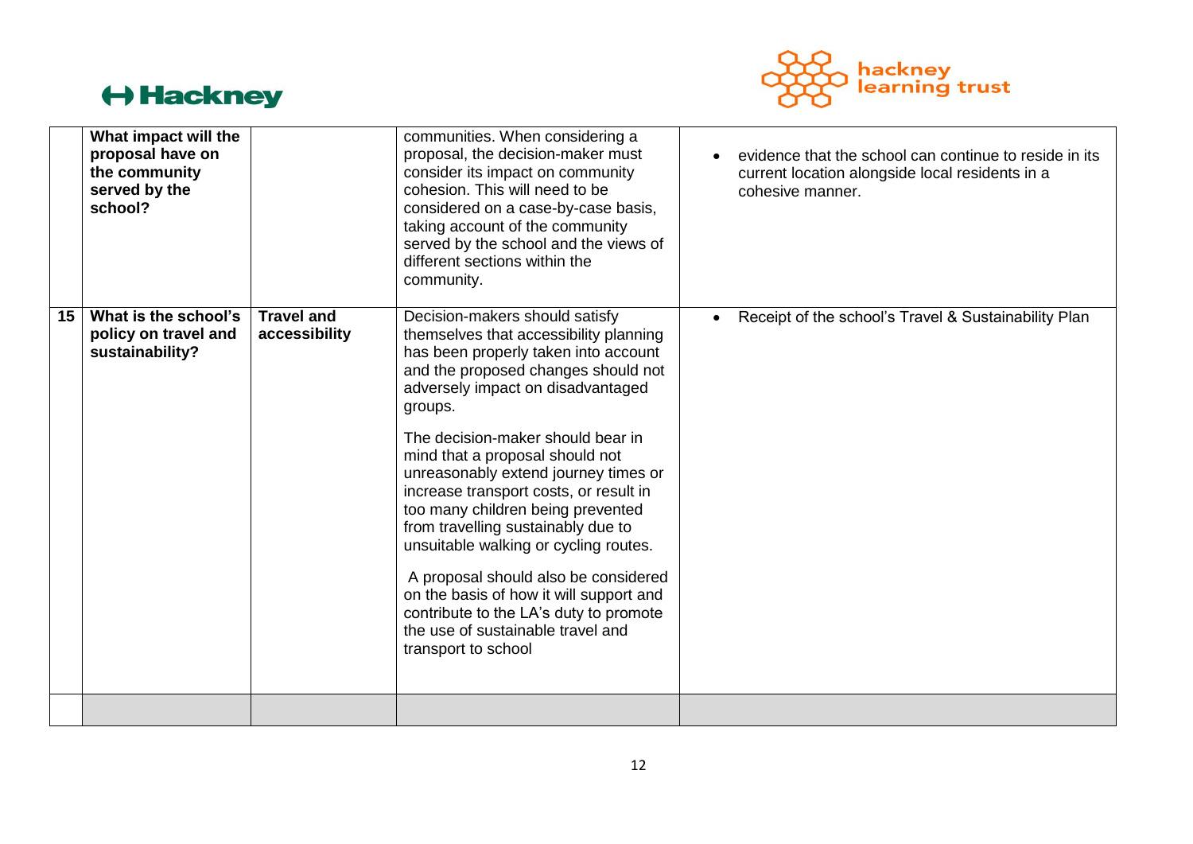|  |  |  |  |  |
|---|---|---|---|---|
|  | **What impact will the proposal have on the community served by the school?** |  | communities. When considering a proposal, the decision-maker must consider its impact on community cohesion. This will need to be considered on a case-by-case basis, taking account of the community served by the school and the views of different sections within the community. | • evidence that the school can continue to reside in its current location alongside local residents in a cohesive manner. |
| **15** | **What is the school's policy on travel and sustainability?** | **Travel and accessibility** | Decision-makers should satisfy themselves that accessibility planning has been properly taken into account and the proposed changes should not adversely impact on disadvantaged groups.<br><br>The decision-maker should bear in mind that a proposal should not unreasonably extend journey times or increase transport costs, or result in too many children being prevented from travelling sustainably due to unsuitable walking or cycling routes.<br><br>A proposal should also be considered on the basis of how it will support and contribute to the LA's duty to promote the use of sustainable travel and transport to school | • Receipt of the school's Travel & Sustainability Plan |
|  |  |  |  |  |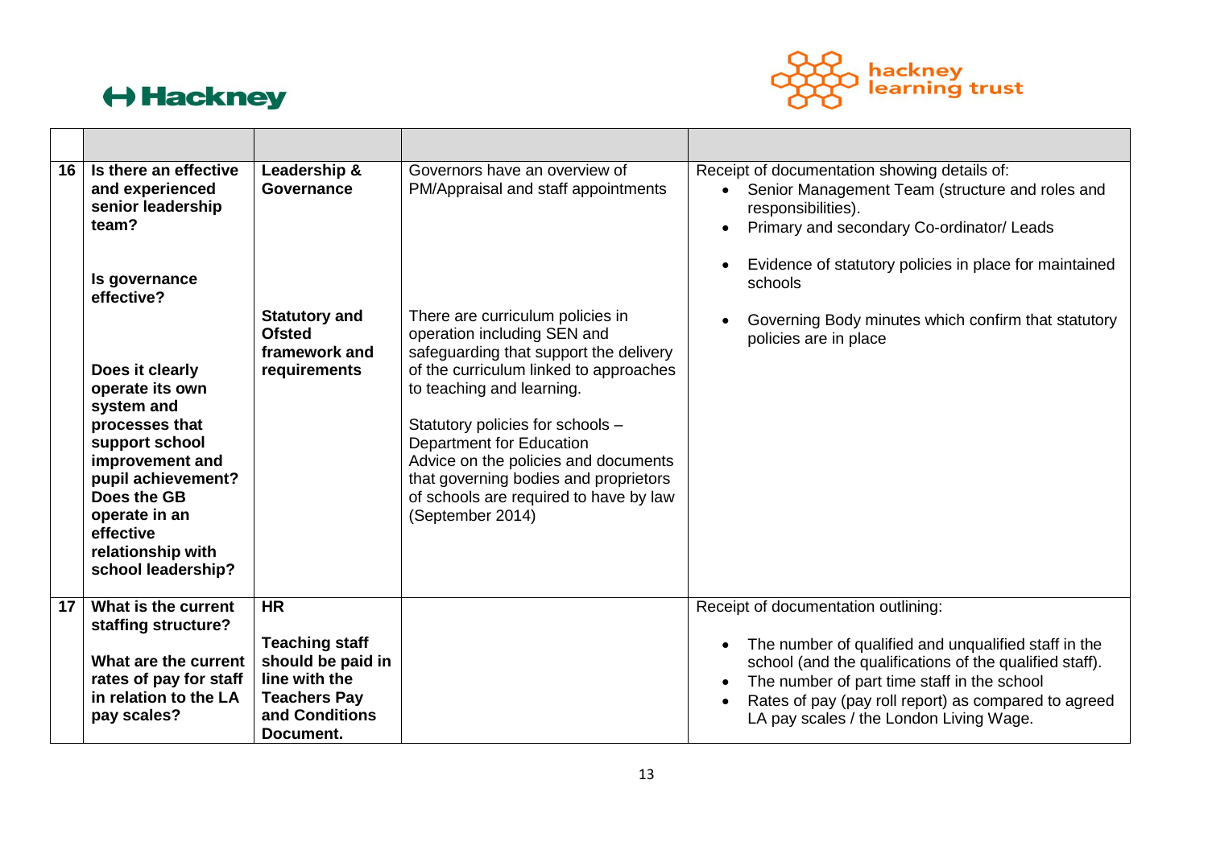| | | | | |
|---|---|---|---|---|
| **16** | **Is there an effective and experienced senior leadership team?**<br><br>**Is governance effective?**<br><br>**Does it clearly operate its own system and processes that support school improvement and pupil achievement? Does the GB operate in an effective relationship with school leadership?** | **Leadership & Governance**<br><br>**Statutory and Ofsted framework and requirements** | Governors have an overview of PM/Appraisal and staff appointments<br><br>There are curriculum policies in operation including SEN and safeguarding that support the delivery of the curriculum linked to approaches to teaching and learning.<br><br>Statutory policies for schools – Department for Education Advice on the policies and documents that governing bodies and proprietors of schools are required to have by law (September 2014) | Receipt of documentation showing details of:<br>• Senior Management Team (structure and roles and responsibilities).<br>• Primary and secondary Co-ordinator/ Leads<br>• Evidence of statutory policies in place for maintained schools<br>• Governing Body minutes which confirm that statutory policies are in place |
| **17** | **What is the current staffing structure?**<br><br>**What are the current rates of pay for staff in relation to the LA pay scales?** | **HR**<br><br>**Teaching staff should be paid in line with the Teachers Pay and Conditions Document.** | | Receipt of documentation outlining:<br>• The number of qualified and unqualified staff in the school (and the qualifications of the qualified staff).<br>• The number of part time staff in the school<br>• Rates of pay (pay roll report) as compared to agreed LA pay scales / the London Living Wage. |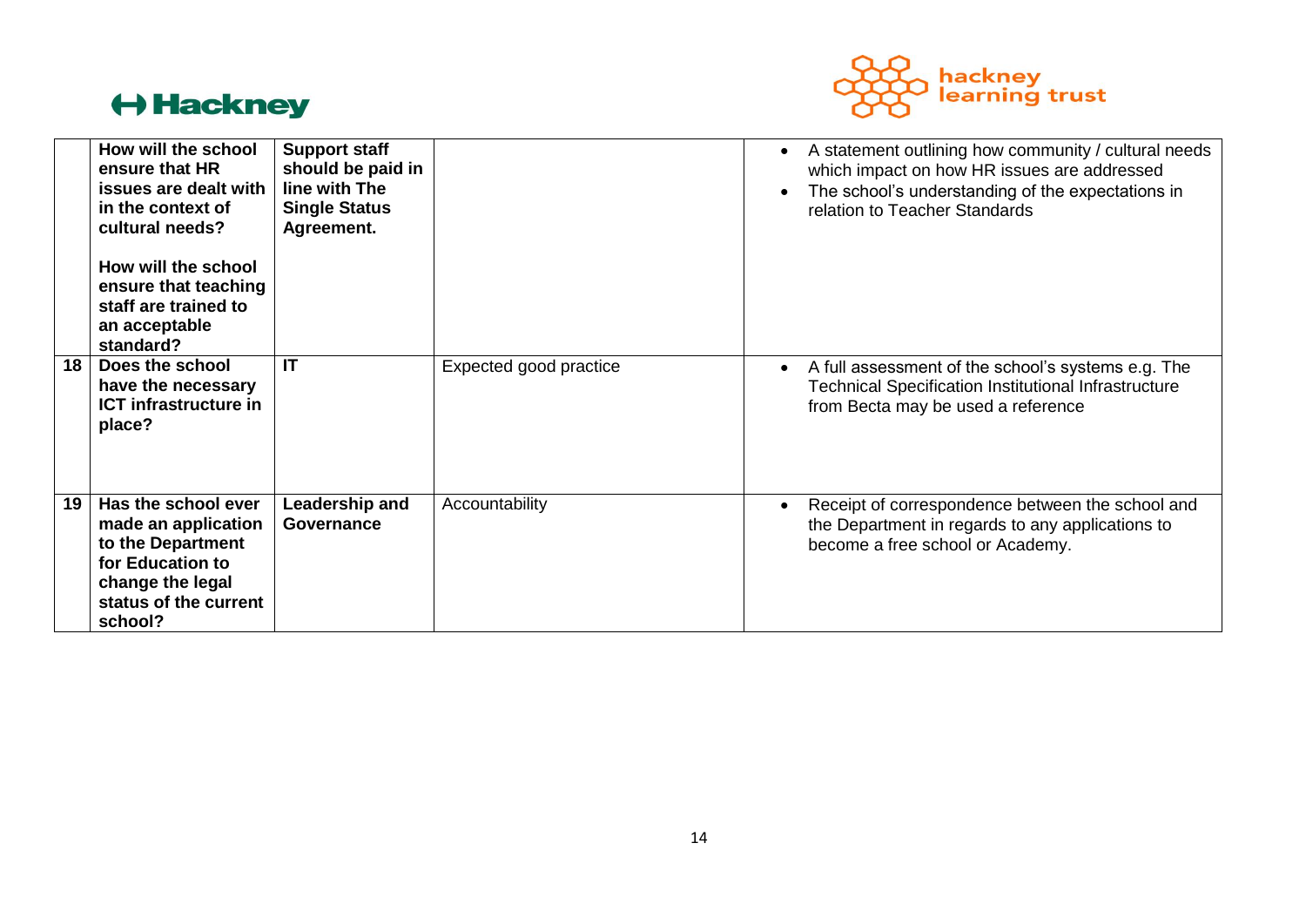| | | | | |
|---|---|---|---|---|
| | **How will the school ensure that HR issues are dealt with in the context of cultural needs?**<br><br>**How will the school ensure that teaching staff are trained to an acceptable standard?** | **Support staff should be paid in line with The Single Status Agreement.** | | • A statement outlining how community / cultural needs which impact on how HR issues are addressed<br>• The school's understanding of the expectations in relation to Teacher Standards |
| **18** | **Does the school have the necessary ICT infrastructure in place?** | **IT** | Expected good practice | • A full assessment of the school's systems e.g. The Technical Specification Institutional Infrastructure from Becta may be used a reference |
| **19** | **Has the school ever made an application to the Department for Education to change the legal status of the current school?** | **Leadership and Governance** | Accountability | • Receipt of correspondence between the school and the Department in regards to any applications to become a free school or Academy. |